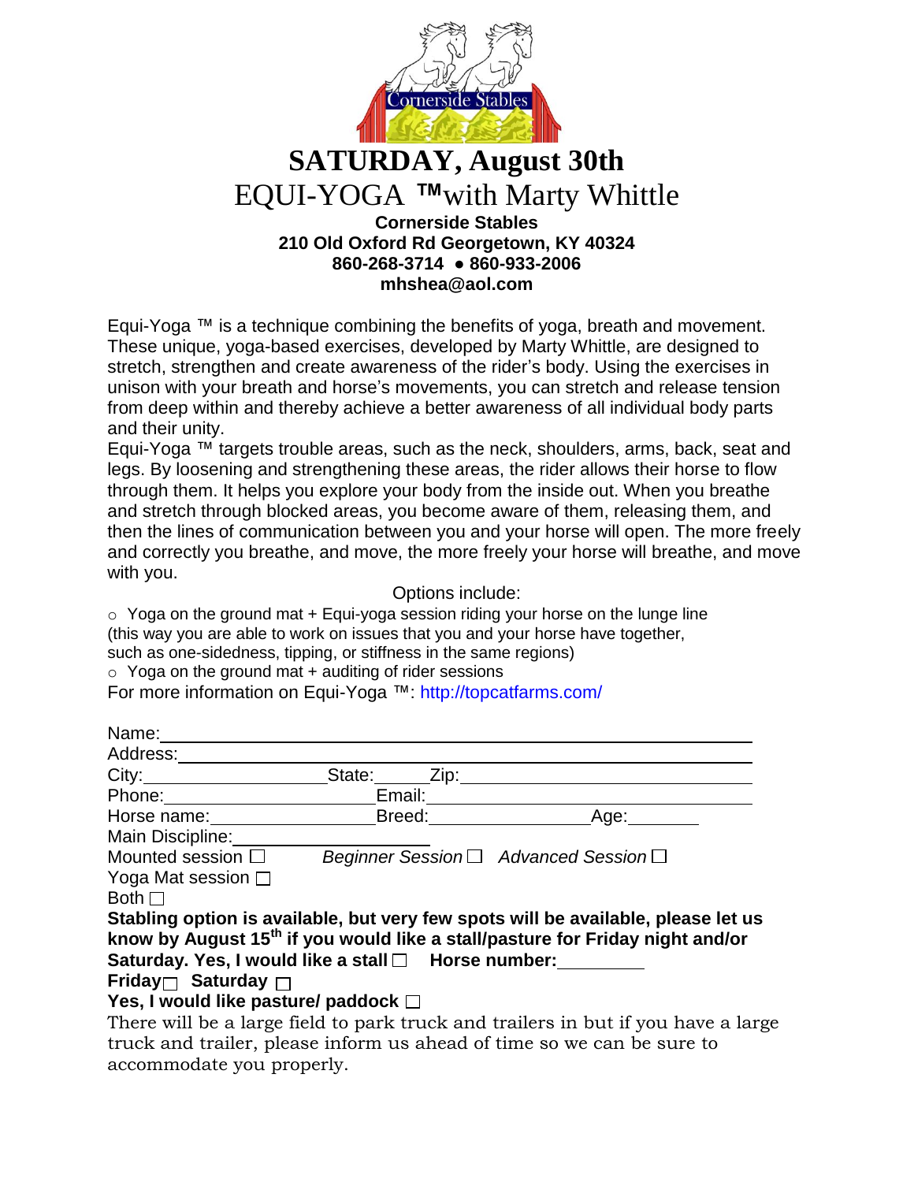# SATURDAY, August 30th

## EQUI-YOGA ™with Marty Whittle

**Cornerside Stables**
**210 Old Oxford Rd Georgetown, KY 40324**
**860-268-3714 ● 860-933-2006**
**mhshea@aol.com**

Equi-Yoga ™ is a technique combining the benefits of yoga, breath and movement. These unique, yoga-based exercises, developed by Marty Whittle, are designed to stretch, strengthen and create awareness of the rider's body. Using the exercises in unison with your breath and horse's movements, you can stretch and release tension from deep within and thereby achieve a better awareness of all individual body parts and their unity.

Equi-Yoga ™ targets trouble areas, such as the neck, shoulders, arms, back, seat and legs. By loosening and strengthening these areas, the rider allows their horse to flow through them. It helps you explore your body from the inside out. When you breathe and stretch through blocked areas, you become aware of them, releasing them, and then the lines of communication between you and your horse will open. The more freely and correctly you breathe, and move, the more freely your horse will breathe, and move with you.

Options include:

- Yoga on the ground mat + Equi-yoga session riding your horse on the lunge line (this way you are able to work on issues that you and your horse have together, such as one-sidedness, tipping, or stiffness in the same regions)
- Yoga on the ground mat + auditing of rider sessions

For more information on Equi-Yoga ™: http://topcatfarms.com/

Name:\_\_\_\_\_\_\_\_\_\_\_\_\_\_\_\_\_\_\_\_\_\_\_\_\_\_\_\_\_\_\_\_\_\_\_\_\_\_\_\_
Address:\_\_\_\_\_\_\_\_\_\_\_\_\_\_\_\_\_\_\_\_\_\_\_\_\_\_\_\_\_\_\_\_\_\_\_\_\_\_
City:\_\_\_\_\_\_\_\_\_\_\_\_\_\_\_\_ State:\_\_\_\_\_ Zip:\_\_\_\_\_\_\_\_\_\_\_\_\_\_\_\_
Phone:\_\_\_\_\_\_\_\_\_\_\_\_\_\_\_\_\_\_ Email:\_\_\_\_\_\_\_\_\_\_\_\_\_\_\_\_\_\_\_\_\_\_
Horse name:\_\_\_\_\_\_\_\_\_\_\_\_\_\_\_ Breed:\_\_\_\_\_\_\_\_\_\_\_\_\_\_\_ Age:\_\_\_\_\_\_\_
Main Discipline:\_\_\_\_\_\_\_\_\_\_\_\_\_\_\_\_\_\_
Mounted session ☐ *Beginner Session* ☐ *Advanced Session* ☐
Yoga Mat session ☐
Both ☐

**Stabling option is available, but very few spots will be available, please let us know by August 15th if you would like a stall/pasture for Friday night and/or Saturday. Yes, I would like a stall ☐ Horse number:\_\_\_\_\_\_\_\_**
**Friday ☐ Saturday ☐**
**Yes, I would like pasture/ paddock ☐**

There will be a large field to park truck and trailers in but if you have a large truck and trailer, please inform us ahead of time so we can be sure to accommodate you properly.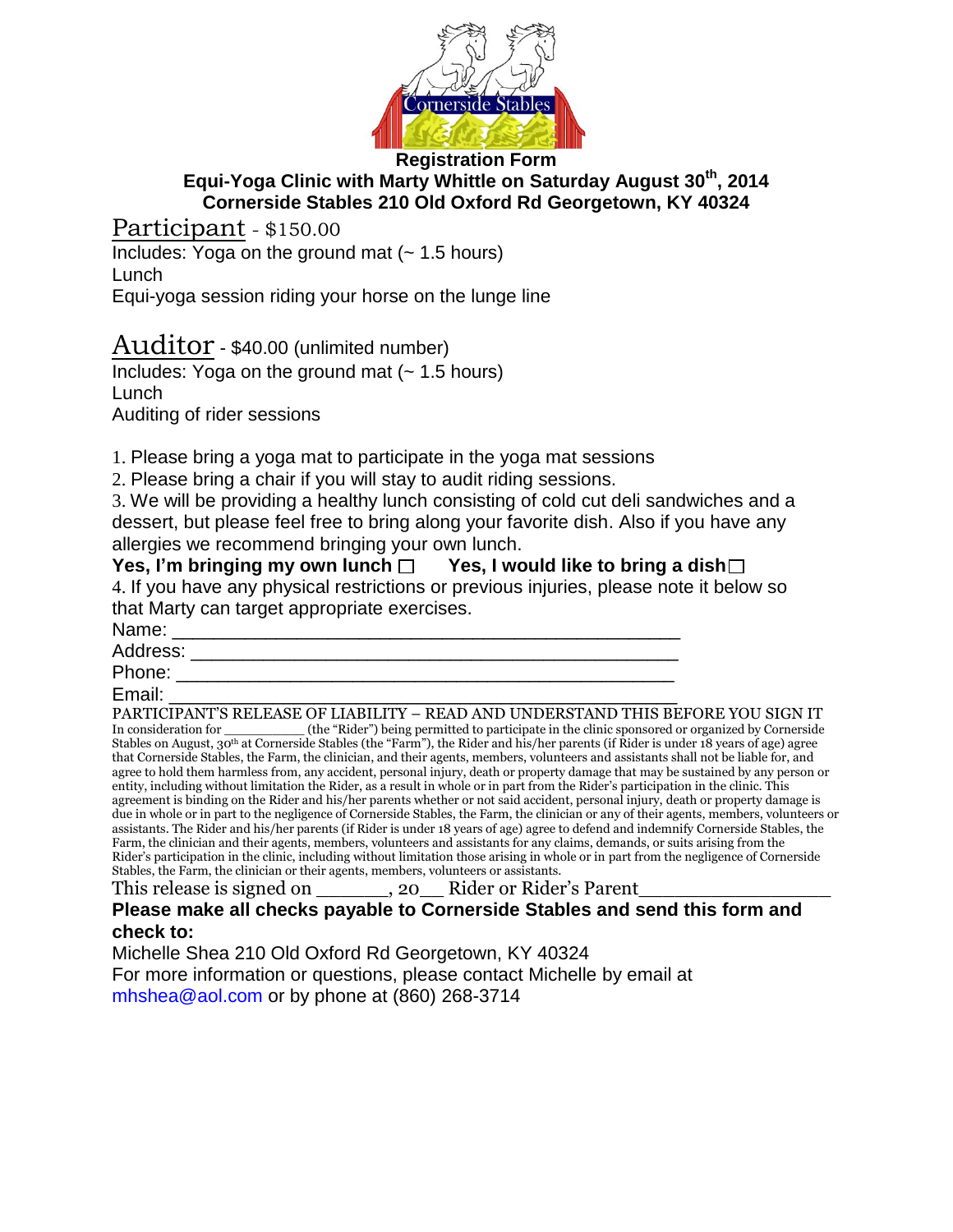**Registration Form**

**Equi-Yoga Clinic with Marty Whittle on Saturday August 30th, 2014**

**Cornerside Stables 210 Old Oxford Rd Georgetown, KY 40324**

## Participant - $150.00

Includes: Yoga on the ground mat (~ 1.5 hours)
Lunch
Equi-yoga session riding your horse on the lunge line

## Auditor - $40.00 (unlimited number)

Includes: Yoga on the ground mat (~ 1.5 hours)
Lunch
Auditing of rider sessions

1. Please bring a yoga mat to participate in the yoga mat sessions
2. Please bring a chair if you will stay to audit riding sessions.
3. We will be providing a healthy lunch consisting of cold cut deli sandwiches and a dessert, but please feel free to bring along your favorite dish. Also if you have any allergies we recommend bringing your own lunch.

**Yes, I'm bringing my own lunch ☐ Yes, I would like to bring a dish☐**

4. If you have any physical restrictions or previous injuries, please note it below so that Marty can target appropriate exercises.

Name: ___________________________________________

Address: _________________________________________

Phone: ___________________________________________

Email: ____________________________________________

PARTICIPANT'S RELEASE OF LIABILITY – READ AND UNDERSTAND THIS BEFORE YOU SIGN IT

In consideration for __________ (the "Rider") being permitted to participate in the clinic sponsored or organized by Cornerside Stables on August, 30th at Cornerside Stables (the "Farm"), the Rider and his/her parents (if Rider is under 18 years of age) agree that Cornerside Stables, the Farm, the clinician, and their agents, members, volunteers and assistants shall not be liable for, and agree to hold them harmless from, any accident, personal injury, death or property damage that may be sustained by any person or entity, including without limitation the Rider, as a result in whole or in part from the Rider's participation in the clinic. This agreement is binding on the Rider and his/her parents whether or not said accident, personal injury, death or property damage is due in whole or in part to the negligence of Cornerside Stables, the Farm, the clinician or any of their agents, members, volunteers or assistants. The Rider and his/her parents (if Rider is under 18 years of age) agree to defend and indemnify Cornerside Stables, the Farm, the clinician and their agents, members, volunteers and assistants for any claims, demands, or suits arising from the Rider's participation in the clinic, including without limitation those arising in whole or in part from the negligence of Cornerside Stables, the Farm, the clinician or their agents, members, volunteers or assistants.

This release is signed on ______, 20__ Rider or Rider's Parent________________

**Please make all checks payable to Cornerside Stables and send this form and check to:**

Michelle Shea 210 Old Oxford Rd Georgetown, KY 40324
For more information or questions, please contact Michelle by email at mhshea@aol.com or by phone at (860) 268-3714